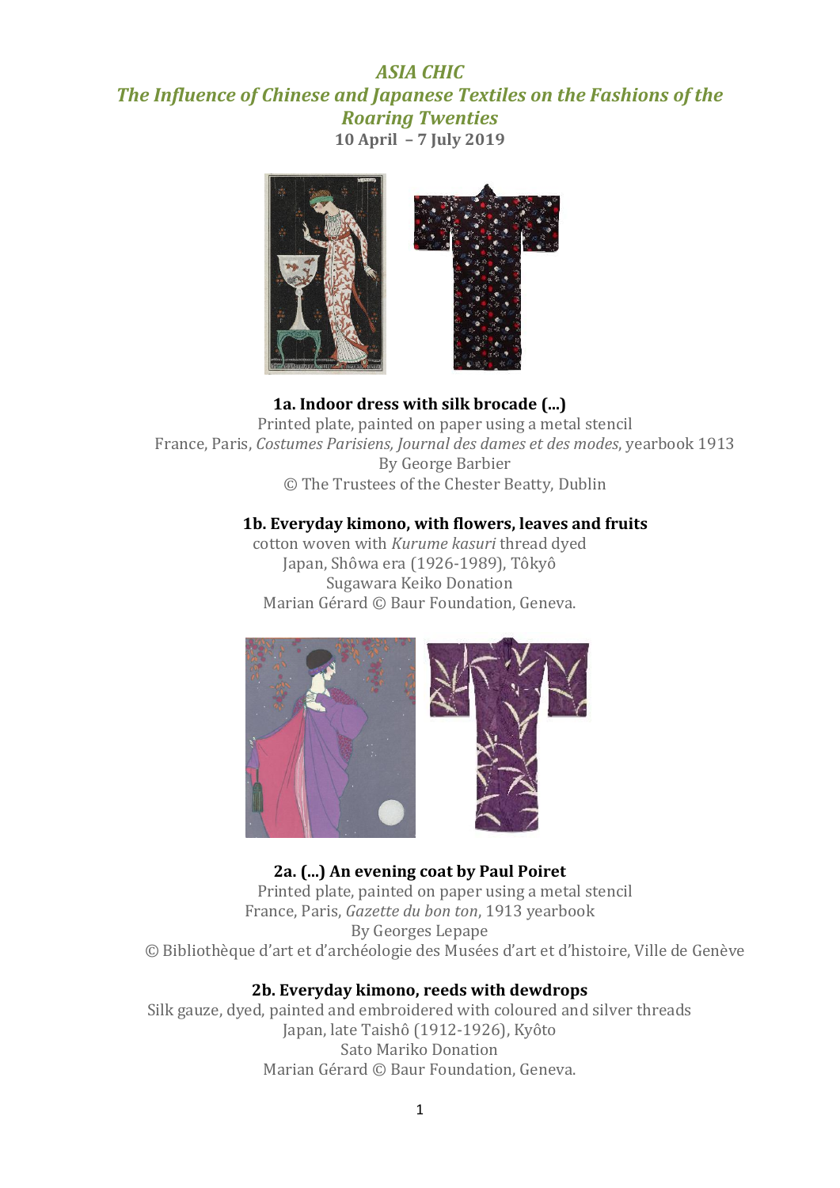# *ASIA CHIC*

## *The Influence of Chinese and Japanese Textiles on the Fashions of the Roaring Twenties*

**10 April – 7 July 2019**

**1a. Indoor dress with silk brocade (...)**
Printed plate, painted on paper using a metal stencil
France, Paris, *Costumes Parisiens, Journal des dames et des modes*, yearbook 1913
By George Barbier
© The Trustees of the Chester Beatty, Dublin

**1b. Everyday kimono, with flowers, leaves and fruits**
cotton woven with *Kurume kasuri* thread dyed
Japan, Shôwa era (1926-1989), Tôkyô
Sugawara Keiko Donation
Marian Gérard © Baur Foundation, Geneva.

**2a. (...) An evening coat by Paul Poiret**
Printed plate, painted on paper using a metal stencil
France, Paris, *Gazette du bon ton*, 1913 yearbook
By Georges Lepape
© Bibliothèque d'art et d'archéologie des Musées d'art et d'histoire, Ville de Genève

**2b. Everyday kimono, reeds with dewdrops**
Silk gauze, dyed, painted and embroidered with coloured and silver threads
Japan, late Taishô (1912-1926), Kyôto
Sato Mariko Donation
Marian Gérard © Baur Foundation, Geneva.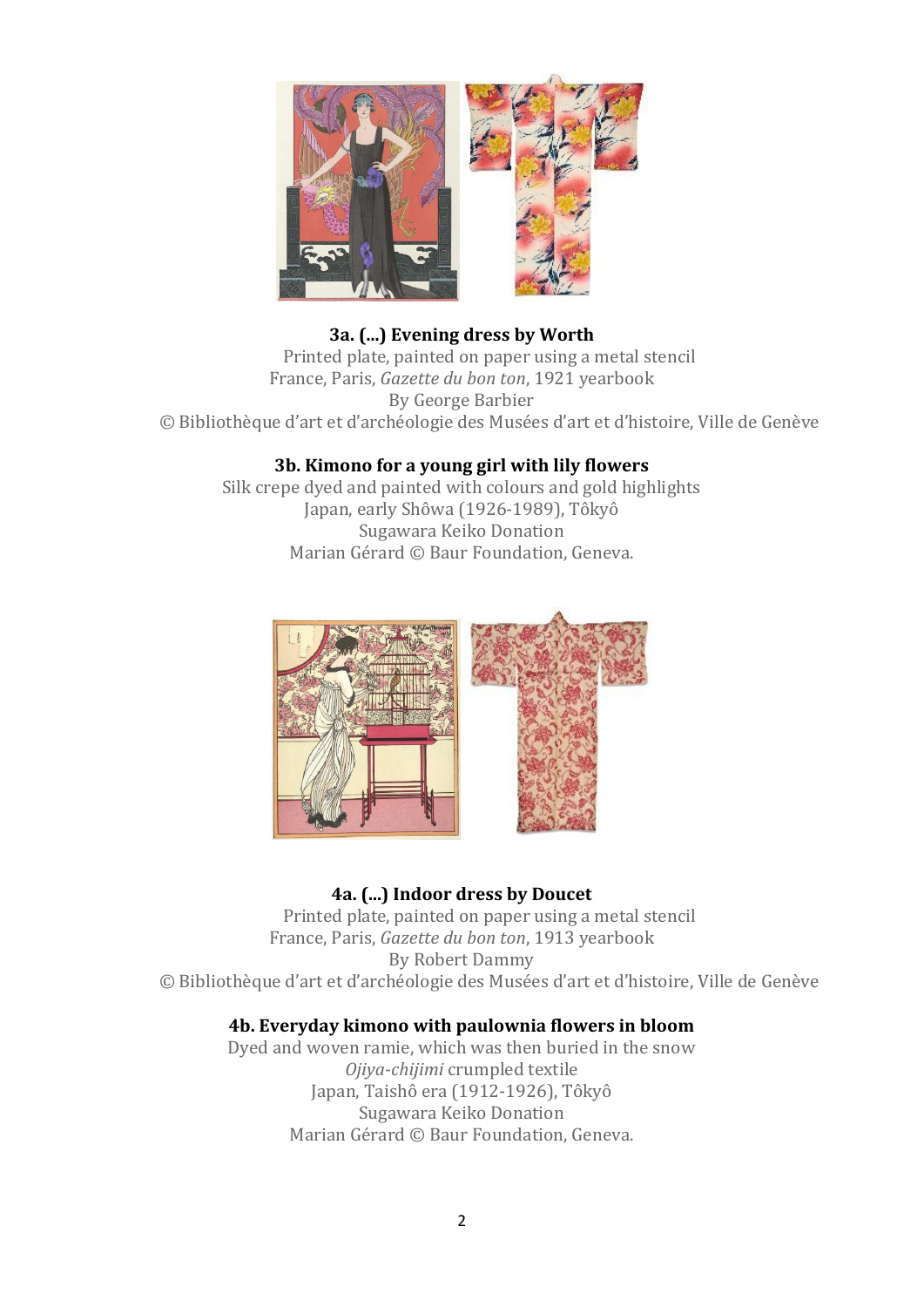**3a. (...) Evening dress by Worth**

Printed plate, painted on paper using a metal stencil
France, Paris, *Gazette du bon ton*, 1921 yearbook
By George Barbier
© Bibliothèque d'art et d'archéologie des Musées d'art et d'histoire, Ville de Genève

**3b. Kimono for a young girl with lily flowers**

Silk crepe dyed and painted with colours and gold highlights
Japan, early Shôwa (1926-1989), Tôkyô
Sugawara Keiko Donation
Marian Gérard © Baur Foundation, Geneva.

**4a. (...) Indoor dress by Doucet**

Printed plate, painted on paper using a metal stencil
France, Paris, *Gazette du bon ton*, 1913 yearbook
By Robert Dammy
© Bibliothèque d'art et d'archéologie des Musées d'art et d'histoire, Ville de Genève

**4b. Everyday kimono with paulownia flowers in bloom**

Dyed and woven ramie, which was then buried in the snow
*Ojiya-chijimi* crumpled textile
Japan, Taishô era (1912-1926), Tôkyô
Sugawara Keiko Donation
Marian Gérard © Baur Foundation, Geneva.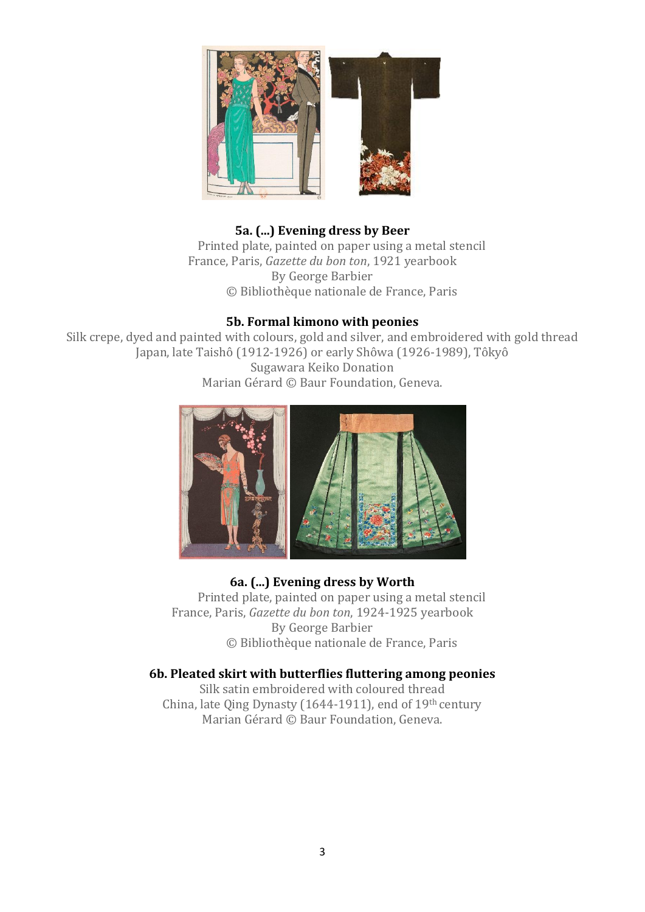**5a. (...) Evening dress by Beer**
Printed plate, painted on paper using a metal stencil
France, Paris, *Gazette du bon ton*, 1921 yearbook
By George Barbier
© Bibliothèque nationale de France, Paris

**5b. Formal kimono with peonies**
Silk crepe, dyed and painted with colours, gold and silver, and embroidered with gold thread
Japan, late Taishô (1912-1926) or early Shôwa (1926-1989), Tôkyô
Sugawara Keiko Donation
Marian Gérard © Baur Foundation, Geneva.

**6a. (...) Evening dress by Worth**
Printed plate, painted on paper using a metal stencil
France, Paris, *Gazette du bon ton*, 1924-1925 yearbook
By George Barbier
© Bibliothèque nationale de France, Paris

**6b. Pleated skirt with butterflies fluttering among peonies**
Silk satin embroidered with coloured thread
China, late Qing Dynasty (1644-1911), end of 19th century
Marian Gérard © Baur Foundation, Geneva.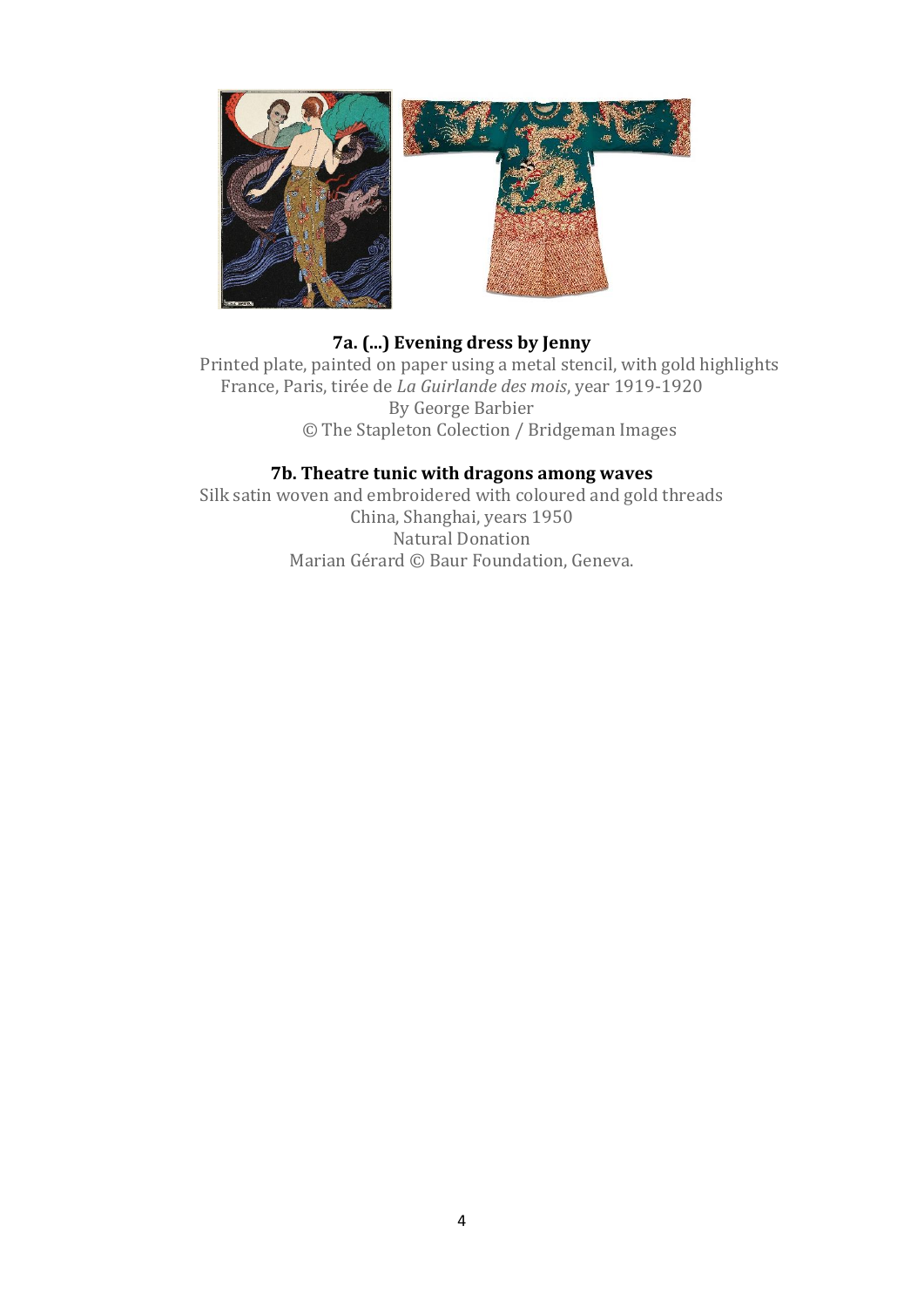**7a. (...) Evening dress by Jenny**

Printed plate, painted on paper using a metal stencil, with gold highlights
France, Paris, tirée de *La Guirlande des mois*, year 1919-1920
By George Barbier
© The Stapleton Colection / Bridgeman Images

**7b. Theatre tunic with dragons among waves**

Silk satin woven and embroidered with coloured and gold threads
China, Shanghai, years 1950
Natural Donation
Marian Gérard © Baur Foundation, Geneva.